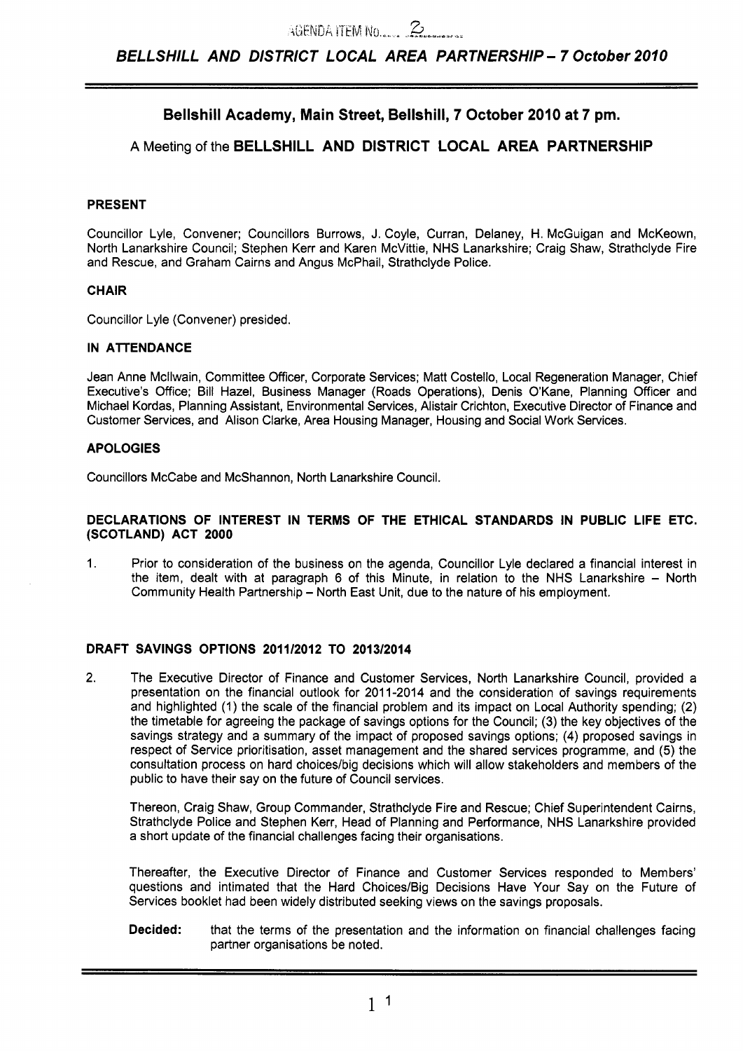AGENDA ITEM No. 2

***BELLSHILL AND DISTRICT LOCAL AREA PARTNERSHIP – 7 October 2010***

## Bellshill Academy, Main Street, Bellshill, 7 October 2010 at 7 pm.

A Meeting of the **BELLSHILL AND DISTRICT LOCAL AREA PARTNERSHIP**

**PRESENT**

Councillor Lyle, Convener; Councillors Burrows, J. Coyle, Curran, Delaney, H. McGuigan and McKeown, North Lanarkshire Council; Stephen Kerr and Karen McVittie, NHS Lanarkshire; Craig Shaw, Strathclyde Fire and Rescue, and Graham Cairns and Angus McPhail, Strathclyde Police.

**CHAIR**

Councillor Lyle (Convener) presided.

**IN ATTENDANCE**

Jean Anne McIlwain, Committee Officer, Corporate Services; Matt Costello, Local Regeneration Manager, Chief Executive's Office; Bill Hazel, Business Manager (Roads Operations), Denis O'Kane, Planning Officer and Michael Kordas, Planning Assistant, Environmental Services, Alistair Crichton, Executive Director of Finance and Customer Services, and Alison Clarke, Area Housing Manager, Housing and Social Work Services.

**APOLOGIES**

Councillors McCabe and McShannon, North Lanarkshire Council.

**DECLARATIONS OF INTEREST IN TERMS OF THE ETHICAL STANDARDS IN PUBLIC LIFE ETC. (SCOTLAND) ACT 2000**

1. Prior to consideration of the business on the agenda, Councillor Lyle declared a financial interest in the item, dealt with at paragraph 6 of this Minute, in relation to the NHS Lanarkshire – North Community Health Partnership – North East Unit, due to the nature of his employment.

**DRAFT SAVINGS OPTIONS 2011/2012 TO 2013/2014**

2. The Executive Director of Finance and Customer Services, North Lanarkshire Council, provided a presentation on the financial outlook for 2011-2014 and the consideration of savings requirements and highlighted (1) the scale of the financial problem and its impact on Local Authority spending; (2) the timetable for agreeing the package of savings options for the Council; (3) the key objectives of the savings strategy and a summary of the impact of proposed savings options; (4) proposed savings in respect of Service prioritisation, asset management and the shared services programme, and (5) the consultation process on hard choices/big decisions which will allow stakeholders and members of the public to have their say on the future of Council services.

   Thereon, Craig Shaw, Group Commander, Strathclyde Fire and Rescue; Chief Superintendent Cairns, Strathclyde Police and Stephen Kerr, Head of Planning and Performance, NHS Lanarkshire provided a short update of the financial challenges facing their organisations.

   Thereafter, the Executive Director of Finance and Customer Services responded to Members' questions and intimated that the Hard Choices/Big Decisions Have Your Say on the Future of Services booklet had been widely distributed seeking views on the savings proposals.

   **Decided:** that the terms of the presentation and the information on financial challenges facing partner organisations be noted.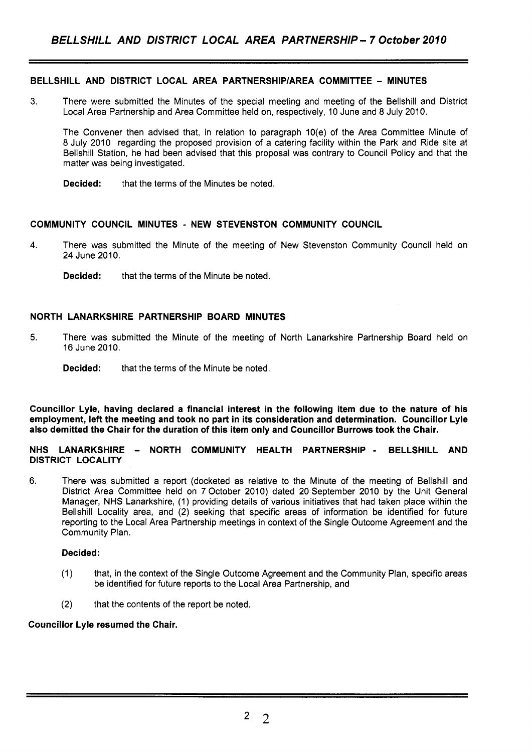## BELLSHILL AND DISTRICT LOCAL AREA PARTNERSHIP/AREA COMMITTEE – MINUTES

3. There were submitted the Minutes of the special meeting and meeting of the Bellshill and District Local Area Partnership and Area Committee held on, respectively, 10 June and 8 July 2010.

   The Convener then advised that, in relation to paragraph 10(e) of the Area Committee Minute of 8 July 2010 regarding the proposed provision of a catering facility within the Park and Ride site at Bellshill Station, he had been advised that this proposal was contrary to Council Policy and that the matter was being investigated.

   **Decided:** that the terms of the Minutes be noted.

## COMMUNITY COUNCIL MINUTES - NEW STEVENSTON COMMUNITY COUNCIL

4. There was submitted the Minute of the meeting of New Stevenston Community Council held on 24 June 2010.

   **Decided:** that the terms of the Minute be noted.

## NORTH LANARKSHIRE PARTNERSHIP BOARD MINUTES

5. There was submitted the Minute of the meeting of North Lanarkshire Partnership Board held on 16 June 2010.

   **Decided:** that the terms of the Minute be noted.

**Councillor Lyle, having declared a financial interest in the following item due to the nature of his employment, left the meeting and took no part in its consideration and determination. Councillor Lyle also demitted the Chair for the duration of this item only and Councillor Burrows took the Chair.**

## NHS LANARKSHIRE – NORTH COMMUNITY HEALTH PARTNERSHIP - BELLSHILL AND DISTRICT LOCALITY

6. There was submitted a report (docketed as relative to the Minute of the meeting of Bellshill and District Area Committee held on 7 October 2010) dated 20 September 2010 by the Unit General Manager, NHS Lanarkshire, (1) providing details of various initiatives that had taken place within the Bellshill Locality area, and (2) seeking that specific areas of information be identified for future reporting to the Local Area Partnership meetings in context of the Single Outcome Agreement and the Community Plan.

   **Decided:**

   (1) that, in the context of the Single Outcome Agreement and the Community Plan, specific areas be identified for future reports to the Local Area Partnership, and

   (2) that the contents of the report be noted.

**Councillor Lyle resumed the Chair.**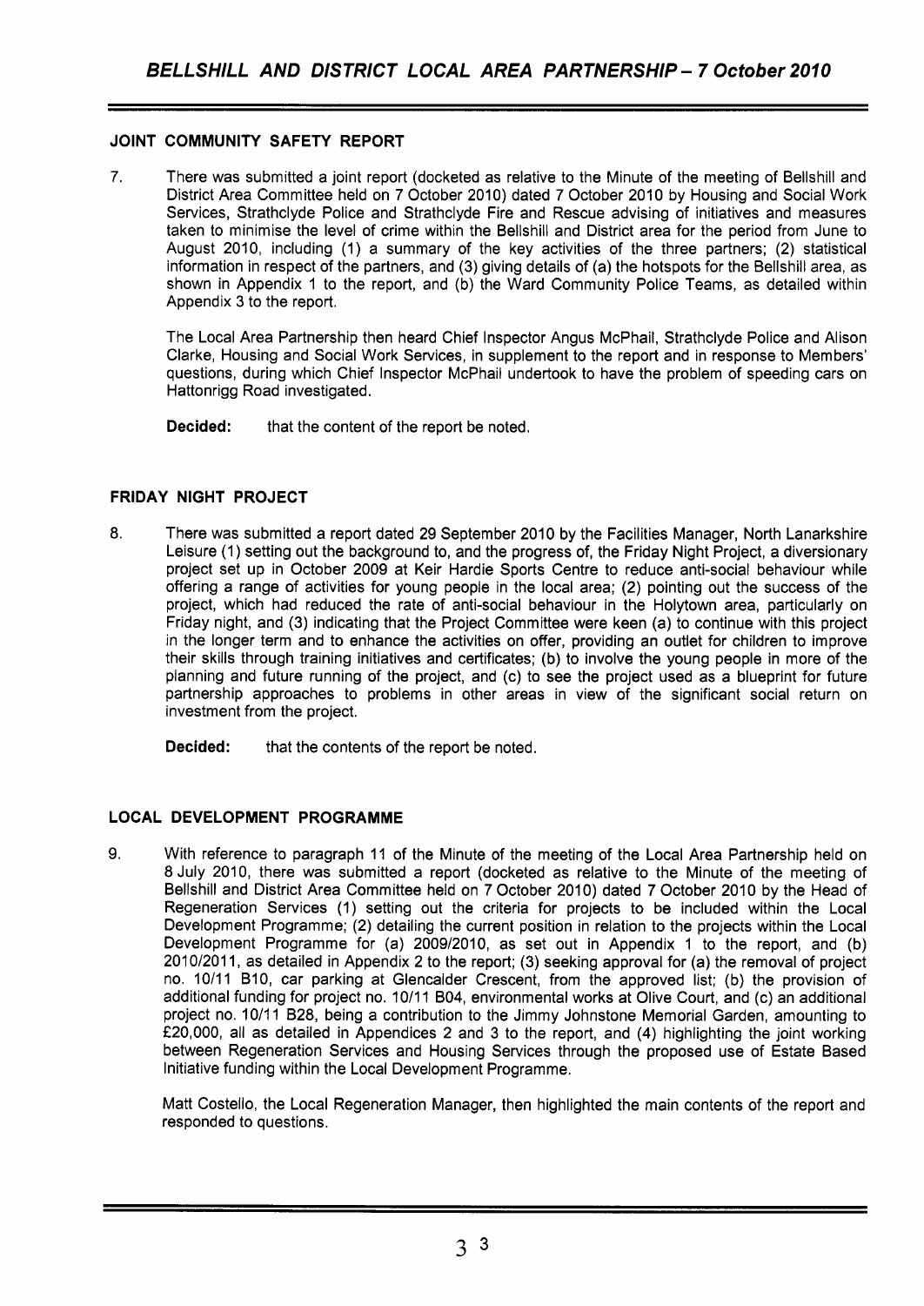## JOINT COMMUNITY SAFETY REPORT

7. There was submitted a joint report (docketed as relative to the Minute of the meeting of Bellshill and District Area Committee held on 7 October 2010) dated 7 October 2010 by Housing and Social Work Services, Strathclyde Police and Strathclyde Fire and Rescue advising of initiatives and measures taken to minimise the level of crime within the Bellshill and District area for the period from June to August 2010, including (1) a summary of the key activities of the three partners; (2) statistical information in respect of the partners, and (3) giving details of (a) the hotspots for the Bellshill area, as shown in Appendix 1 to the report, and (b) the Ward Community Police Teams, as detailed within Appendix 3 to the report.

   The Local Area Partnership then heard Chief Inspector Angus McPhail, Strathclyde Police and Alison Clarke, Housing and Social Work Services, in supplement to the report and in response to Members' questions, during which Chief Inspector McPhail undertook to have the problem of speeding cars on Hattonrigg Road investigated.

   **Decided:** that the content of the report be noted.

## FRIDAY NIGHT PROJECT

8. There was submitted a report dated 29 September 2010 by the Facilities Manager, North Lanarkshire Leisure (1) setting out the background to, and the progress of, the Friday Night Project, a diversionary project set up in October 2009 at Keir Hardie Sports Centre to reduce anti-social behaviour while offering a range of activities for young people in the local area; (2) pointing out the success of the project, which had reduced the rate of anti-social behaviour in the Holytown area, particularly on Friday night, and (3) indicating that the Project Committee were keen (a) to continue with this project in the longer term and to enhance the activities on offer, providing an outlet for children to improve their skills through training initiatives and certificates; (b) to involve the young people in more of the planning and future running of the project, and (c) to see the project used as a blueprint for future partnership approaches to problems in other areas in view of the significant social return on investment from the project.

   **Decided:** that the contents of the report be noted.

## LOCAL DEVELOPMENT PROGRAMME

9. With reference to paragraph 11 of the Minute of the meeting of the Local Area Partnership held on 8 July 2010, there was submitted a report (docketed as relative to the Minute of the meeting of Bellshill and District Area Committee held on 7 October 2010) dated 7 October 2010 by the Head of Regeneration Services (1) setting out the criteria for projects to be included within the Local Development Programme; (2) detailing the current position in relation to the projects within the Local Development Programme for (a) 2009/2010, as set out in Appendix 1 to the report, and (b) 2010/2011, as detailed in Appendix 2 to the report; (3) seeking approval for (a) the removal of project no. 10/11 B10, car parking at Glencalder Crescent, from the approved list; (b) the provision of additional funding for project no. 10/11 B04, environmental works at Olive Court, and (c) an additional project no. 10/11 B28, being a contribution to the Jimmy Johnstone Memorial Garden, amounting to £20,000, all as detailed in Appendices 2 and 3 to the report, and (4) highlighting the joint working between Regeneration Services and Housing Services through the proposed use of Estate Based Initiative funding within the Local Development Programme.

   Matt Costello, the Local Regeneration Manager, then highlighted the main contents of the report and responded to questions.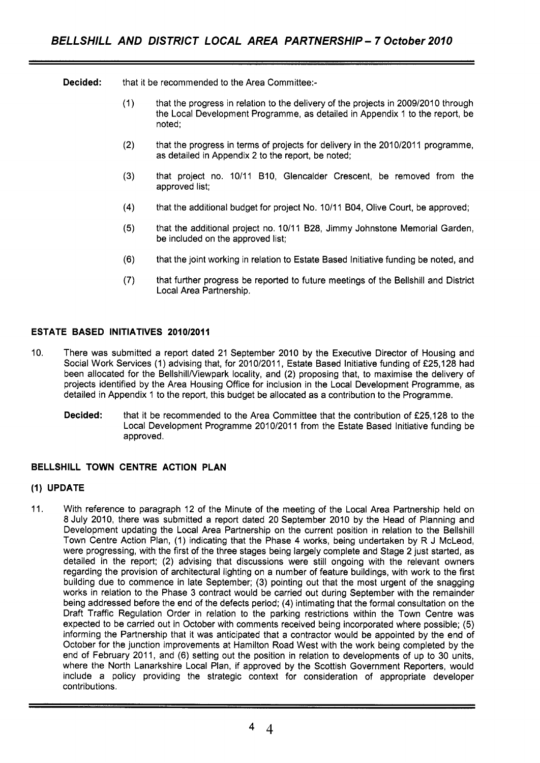**Decided:** that it be recommended to the Area Committee:-

(1) that the progress in relation to the delivery of the projects in 2009/2010 through the Local Development Programme, as detailed in Appendix 1 to the report, be noted;

(2) that the progress in terms of projects for delivery in the 2010/2011 programme, as detailed in Appendix 2 to the report, be noted;

(3) that project no. 10/11 B10, Glencalder Crescent, be removed from the approved list;

(4) that the additional budget for project No. 10/11 B04, Olive Court, be approved;

(5) that the additional project no. 10/11 B28, Jimmy Johnstone Memorial Garden, be included on the approved list;

(6) that the joint working in relation to Estate Based Initiative funding be noted, and

(7) that further progress be reported to future meetings of the Bellshill and District Local Area Partnership.

## ESTATE BASED INITIATIVES 2010/2011

10. There was submitted a report dated 21 September 2010 by the Executive Director of Housing and Social Work Services (1) advising that, for 2010/2011, Estate Based Initiative funding of £25,128 had been allocated for the Bellshill/Viewpark locality, and (2) proposing that, to maximise the delivery of projects identified by the Area Housing Office for inclusion in the Local Development Programme, as detailed in Appendix 1 to the report, this budget be allocated as a contribution to the Programme.

**Decided:** that it be recommended to the Area Committee that the contribution of £25,128 to the Local Development Programme 2010/2011 from the Estate Based Initiative funding be approved.

## BELLSHILL TOWN CENTRE ACTION PLAN

### (1) UPDATE

11. With reference to paragraph 12 of the Minute of the meeting of the Local Area Partnership held on 8 July 2010, there was submitted a report dated 20 September 2010 by the Head of Planning and Development updating the Local Area Partnership on the current position in relation to the Bellshill Town Centre Action Plan, (1) indicating that the Phase 4 works, being undertaken by R J McLeod, were progressing, with the first of the three stages being largely complete and Stage 2 just started, as detailed in the report; (2) advising that discussions were still ongoing with the relevant owners regarding the provision of architectural lighting on a number of feature buildings, with work to the first building due to commence in late September; (3) pointing out that the most urgent of the snagging works in relation to the Phase 3 contract would be carried out during September with the remainder being addressed before the end of the defects period; (4) intimating that the formal consultation on the Draft Traffic Regulation Order in relation to the parking restrictions within the Town Centre was expected to be carried out in October with comments received being incorporated where possible; (5) informing the Partnership that it was anticipated that a contractor would be appointed by the end of October for the junction improvements at Hamilton Road West with the work being completed by the end of February 2011, and (6) setting out the position in relation to developments of up to 30 units, where the North Lanarkshire Local Plan, if approved by the Scottish Government Reporters, would include a policy providing the strategic context for consideration of appropriate developer contributions.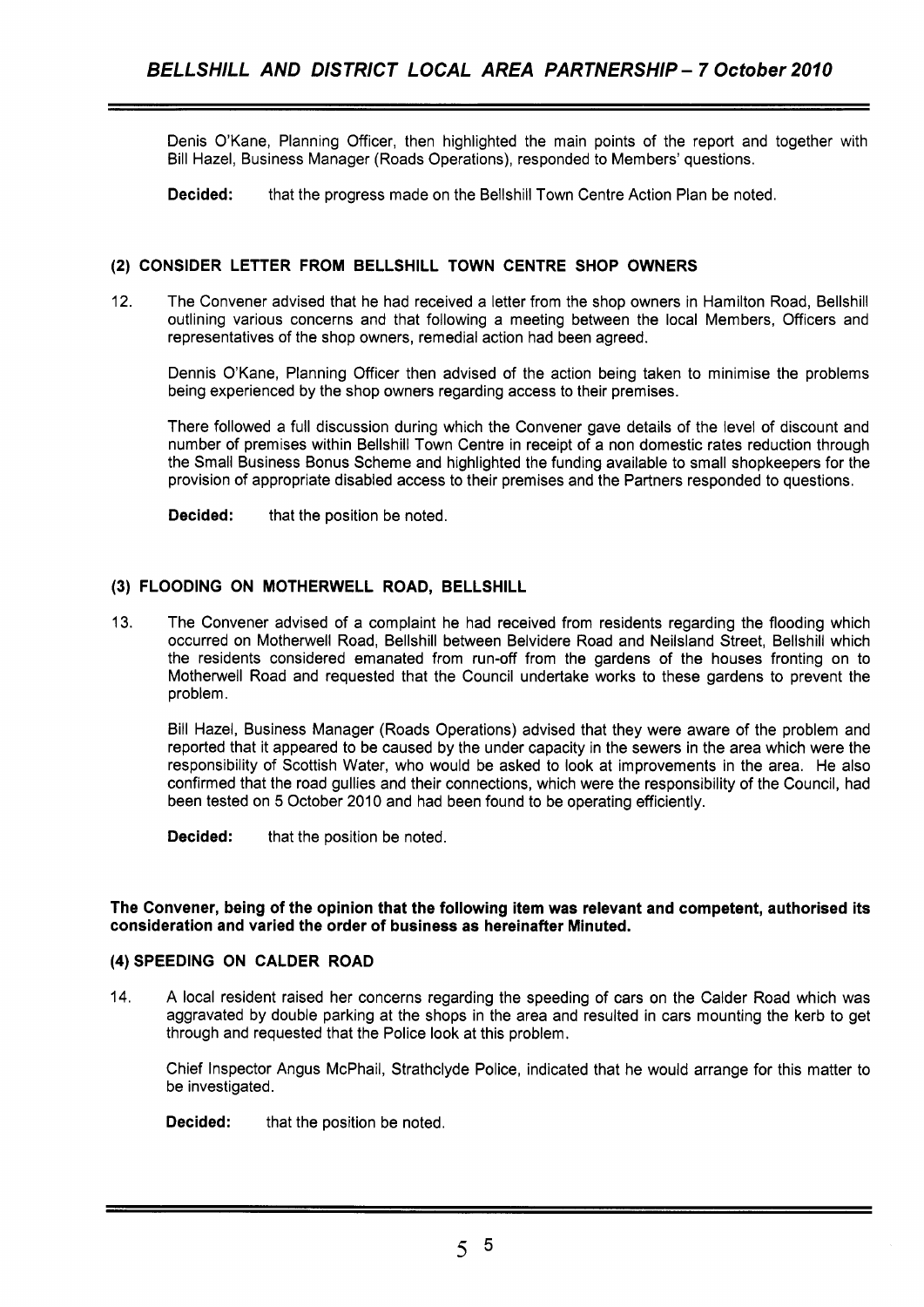Denis O'Kane, Planning Officer, then highlighted the main points of the report and together with Bill Hazel, Business Manager (Roads Operations), responded to Members' questions.

**Decided:** that the progress made on the Bellshill Town Centre Action Plan be noted.

### (2) CONSIDER LETTER FROM BELLSHILL TOWN CENTRE SHOP OWNERS

12. The Convener advised that he had received a letter from the shop owners in Hamilton Road, Bellshill outlining various concerns and that following a meeting between the local Members, Officers and representatives of the shop owners, remedial action had been agreed.

    Dennis O'Kane, Planning Officer then advised of the action being taken to minimise the problems being experienced by the shop owners regarding access to their premises.

    There followed a full discussion during which the Convener gave details of the level of discount and number of premises within Bellshill Town Centre in receipt of a non domestic rates reduction through the Small Business Bonus Scheme and highlighted the funding available to small shopkeepers for the provision of appropriate disabled access to their premises and the Partners responded to questions.

    **Decided:** that the position be noted.

### (3) FLOODING ON MOTHERWELL ROAD, BELLSHILL

13. The Convener advised of a complaint he had received from residents regarding the flooding which occurred on Motherwell Road, Bellshill between Belvidere Road and Neilsland Street, Bellshill which the residents considered emanated from run-off from the gardens of the houses fronting on to Motherwell Road and requested that the Council undertake works to these gardens to prevent the problem.

    Bill Hazel, Business Manager (Roads Operations) advised that they were aware of the problem and reported that it appeared to be caused by the under capacity in the sewers in the area which were the responsibility of Scottish Water, who would be asked to look at improvements in the area. He also confirmed that the road gullies and their connections, which were the responsibility of the Council, had been tested on 5 October 2010 and had been found to be operating efficiently.

    **Decided:** that the position be noted.

**The Convener, being of the opinion that the following item was relevant and competent, authorised its consideration and varied the order of business as hereinafter Minuted.**

### (4) SPEEDING ON CALDER ROAD

14. A local resident raised her concerns regarding the speeding of cars on the Calder Road which was aggravated by double parking at the shops in the area and resulted in cars mounting the kerb to get through and requested that the Police look at this problem.

    Chief Inspector Angus McPhail, Strathclyde Police, indicated that he would arrange for this matter to be investigated.

    **Decided:** that the position be noted.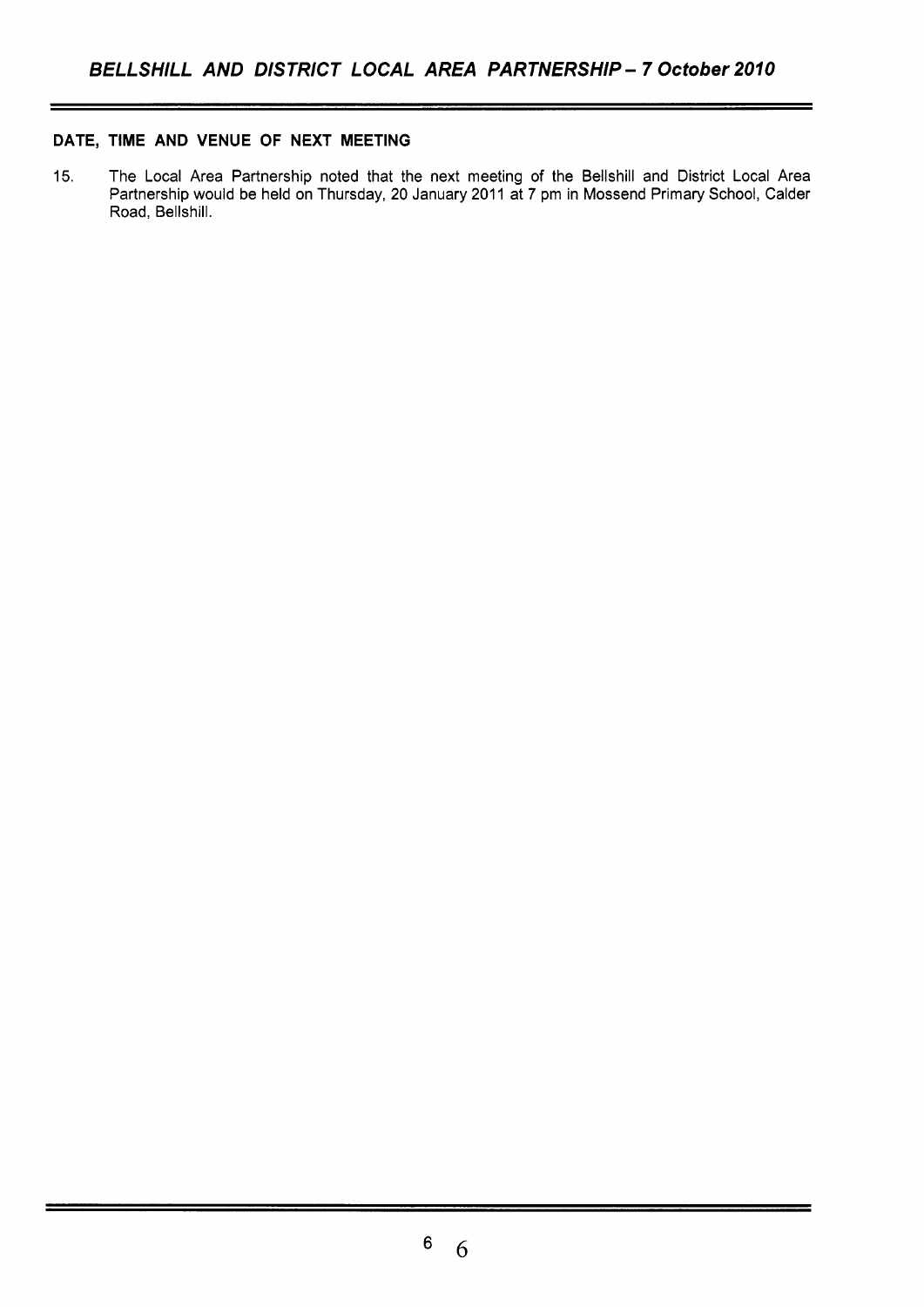## DATE, TIME AND VENUE OF NEXT MEETING

15. The Local Area Partnership noted that the next meeting of the Bellshill and District Local Area Partnership would be held on Thursday, 20 January 2011 at 7 pm in Mossend Primary School, Calder Road, Bellshill.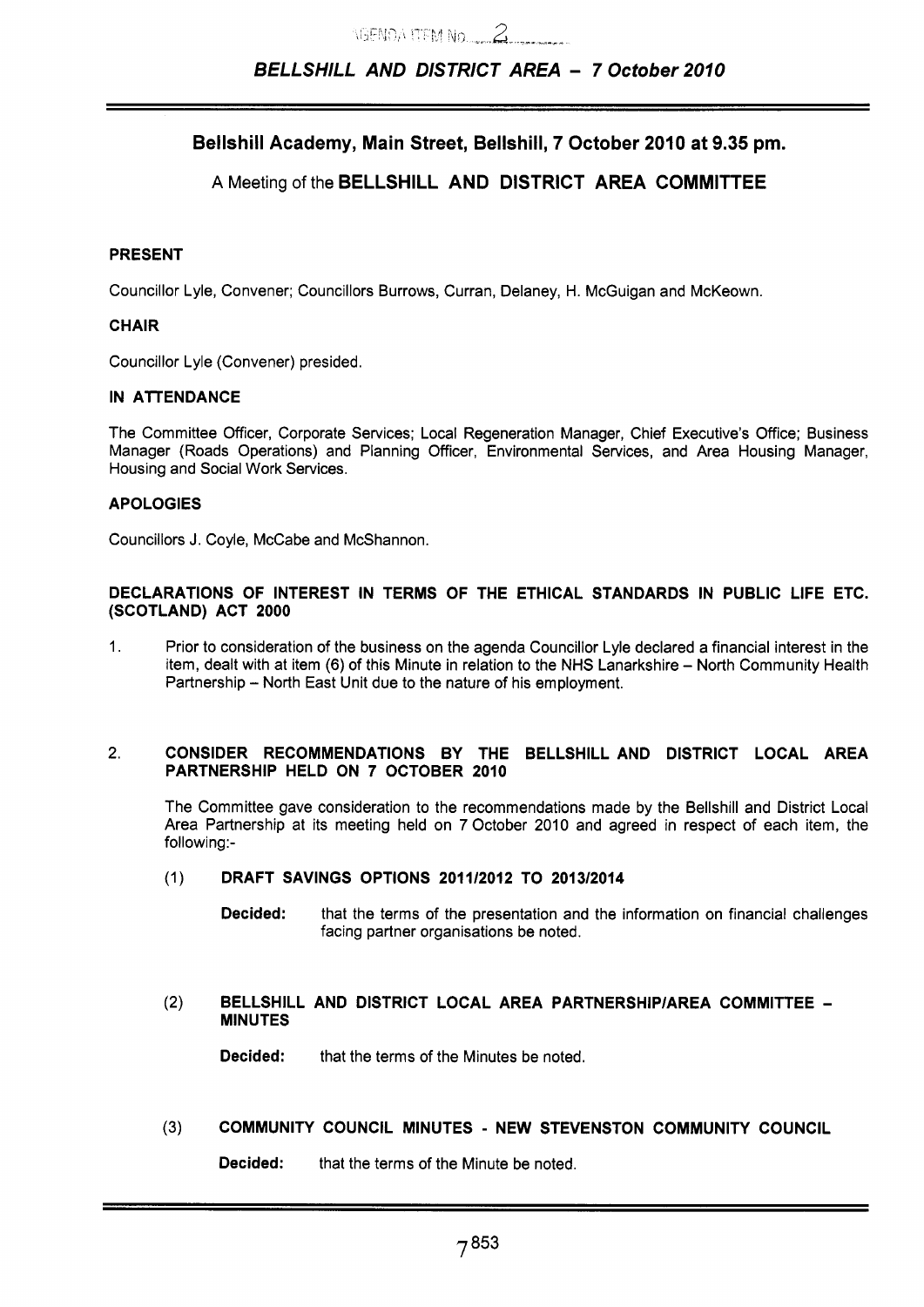AGENDA ITEM No. 2

## BELLSHILL AND DISTRICT AREA – 7 October 2010

### Bellshill Academy, Main Street, Bellshill, 7 October 2010 at 9.35 pm.

A Meeting of the **BELLSHILL AND DISTRICT AREA COMMITTEE**

**PRESENT**

Councillor Lyle, Convener; Councillors Burrows, Curran, Delaney, H. McGuigan and McKeown.

**CHAIR**

Councillor Lyle (Convener) presided.

**IN ATTENDANCE**

The Committee Officer, Corporate Services; Local Regeneration Manager, Chief Executive's Office; Business Manager (Roads Operations) and Planning Officer, Environmental Services, and Area Housing Manager, Housing and Social Work Services.

**APOLOGIES**

Councillors J. Coyle, McCabe and McShannon.

**DECLARATIONS OF INTEREST IN TERMS OF THE ETHICAL STANDARDS IN PUBLIC LIFE ETC. (SCOTLAND) ACT 2000**

1. Prior to consideration of the business on the agenda Councillor Lyle declared a financial interest in the item, dealt with at item (6) of this Minute in relation to the NHS Lanarkshire – North Community Health Partnership – North East Unit due to the nature of his employment.

2. **CONSIDER RECOMMENDATIONS BY THE BELLSHILL AND DISTRICT LOCAL AREA PARTNERSHIP HELD ON 7 OCTOBER 2010**

   The Committee gave consideration to the recommendations made by the Bellshill and District Local Area Partnership at its meeting held on 7 October 2010 and agreed in respect of each item, the following:-

   (1) **DRAFT SAVINGS OPTIONS 2011/2012 TO 2013/2014**

   **Decided:** that the terms of the presentation and the information on financial challenges facing partner organisations be noted.

   (2) **BELLSHILL AND DISTRICT LOCAL AREA PARTNERSHIP/AREA COMMITTEE – MINUTES**

   **Decided:** that the terms of the Minutes be noted.

   (3) **COMMUNITY COUNCIL MINUTES - NEW STEVENSTON COMMUNITY COUNCIL**

   **Decided:** that the terms of the Minute be noted.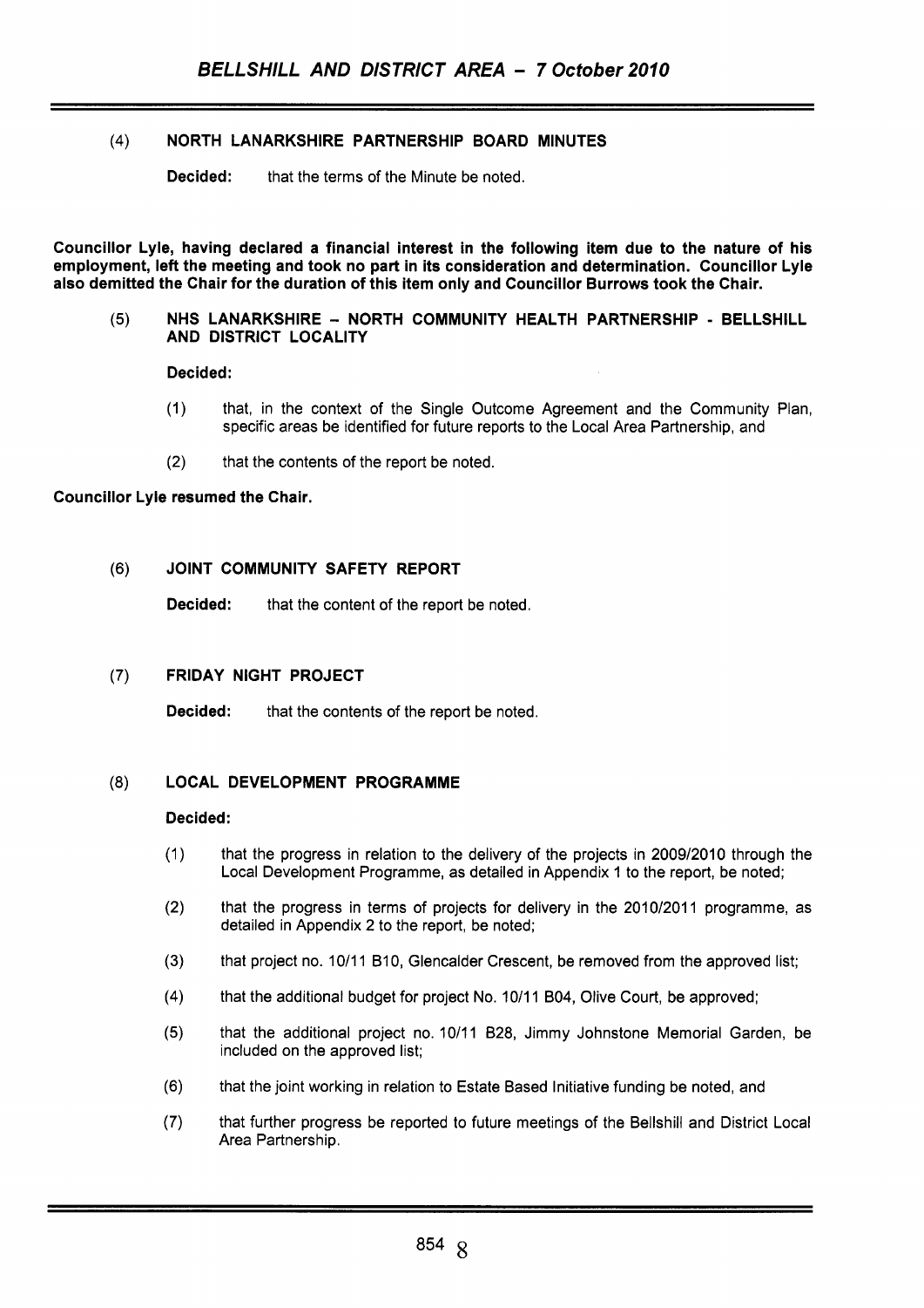## (4) NORTH LANARKSHIRE PARTNERSHIP BOARD MINUTES

**Decided:** that the terms of the Minute be noted.

**Councillor Lyle, having declared a financial interest in the following item due to the nature of his employment, left the meeting and took no part in its consideration and determination. Councillor Lyle also demitted the Chair for the duration of this item only and Councillor Burrows took the Chair.**

## (5) NHS LANARKSHIRE – NORTH COMMUNITY HEALTH PARTNERSHIP - BELLSHILL AND DISTRICT LOCALITY

**Decided:**

(1) that, in the context of the Single Outcome Agreement and the Community Plan, specific areas be identified for future reports to the Local Area Partnership, and

(2) that the contents of the report be noted.

**Councillor Lyle resumed the Chair.**

## (6) JOINT COMMUNITY SAFETY REPORT

**Decided:** that the content of the report be noted.

## (7) FRIDAY NIGHT PROJECT

**Decided:** that the contents of the report be noted.

## (8) LOCAL DEVELOPMENT PROGRAMME

**Decided:**

(1) that the progress in relation to the delivery of the projects in 2009/2010 through the Local Development Programme, as detailed in Appendix 1 to the report, be noted;

(2) that the progress in terms of projects for delivery in the 2010/2011 programme, as detailed in Appendix 2 to the report, be noted;

(3) that project no. 10/11 B10, Glencalder Crescent, be removed from the approved list;

(4) that the additional budget for project No. 10/11 B04, Olive Court, be approved;

(5) that the additional project no. 10/11 B28, Jimmy Johnstone Memorial Garden, be included on the approved list;

(6) that the joint working in relation to Estate Based Initiative funding be noted, and

(7) that further progress be reported to future meetings of the Bellshill and District Local Area Partnership.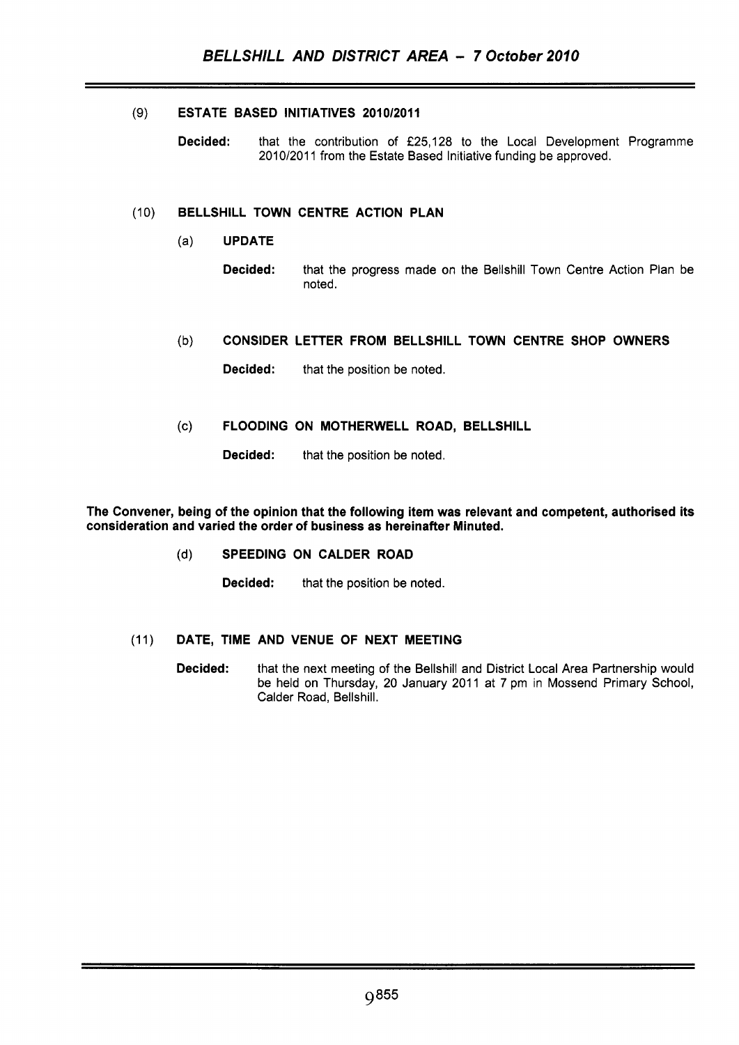## (9) ESTATE BASED INITIATIVES 2010/2011

**Decided:** that the contribution of £25,128 to the Local Development Programme 2010/2011 from the Estate Based Initiative funding be approved.

## (10) BELLSHILL TOWN CENTRE ACTION PLAN

### (a) UPDATE

**Decided:** that the progress made on the Bellshill Town Centre Action Plan be noted.

### (b) CONSIDER LETTER FROM BELLSHILL TOWN CENTRE SHOP OWNERS

**Decided:** that the position be noted.

### (c) FLOODING ON MOTHERWELL ROAD, BELLSHILL

**Decided:** that the position be noted.

**The Convener, being of the opinion that the following item was relevant and competent, authorised its consideration and varied the order of business as hereinafter Minuted.**

### (d) SPEEDING ON CALDER ROAD

**Decided:** that the position be noted.

## (11) DATE, TIME AND VENUE OF NEXT MEETING

**Decided:** that the next meeting of the Bellshill and District Local Area Partnership would be held on Thursday, 20 January 2011 at 7 pm in Mossend Primary School, Calder Road, Bellshill.